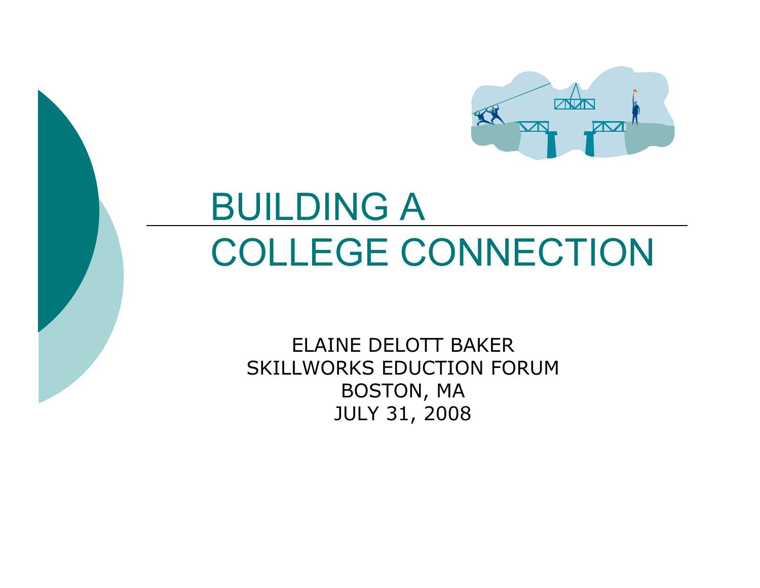# BUILDING A COLLEGE CONNECTION

ELAINE DELOTT BAKER
SKILLWORKS EDUCTION FORUM
BOSTON, MA
JULY 31, 2008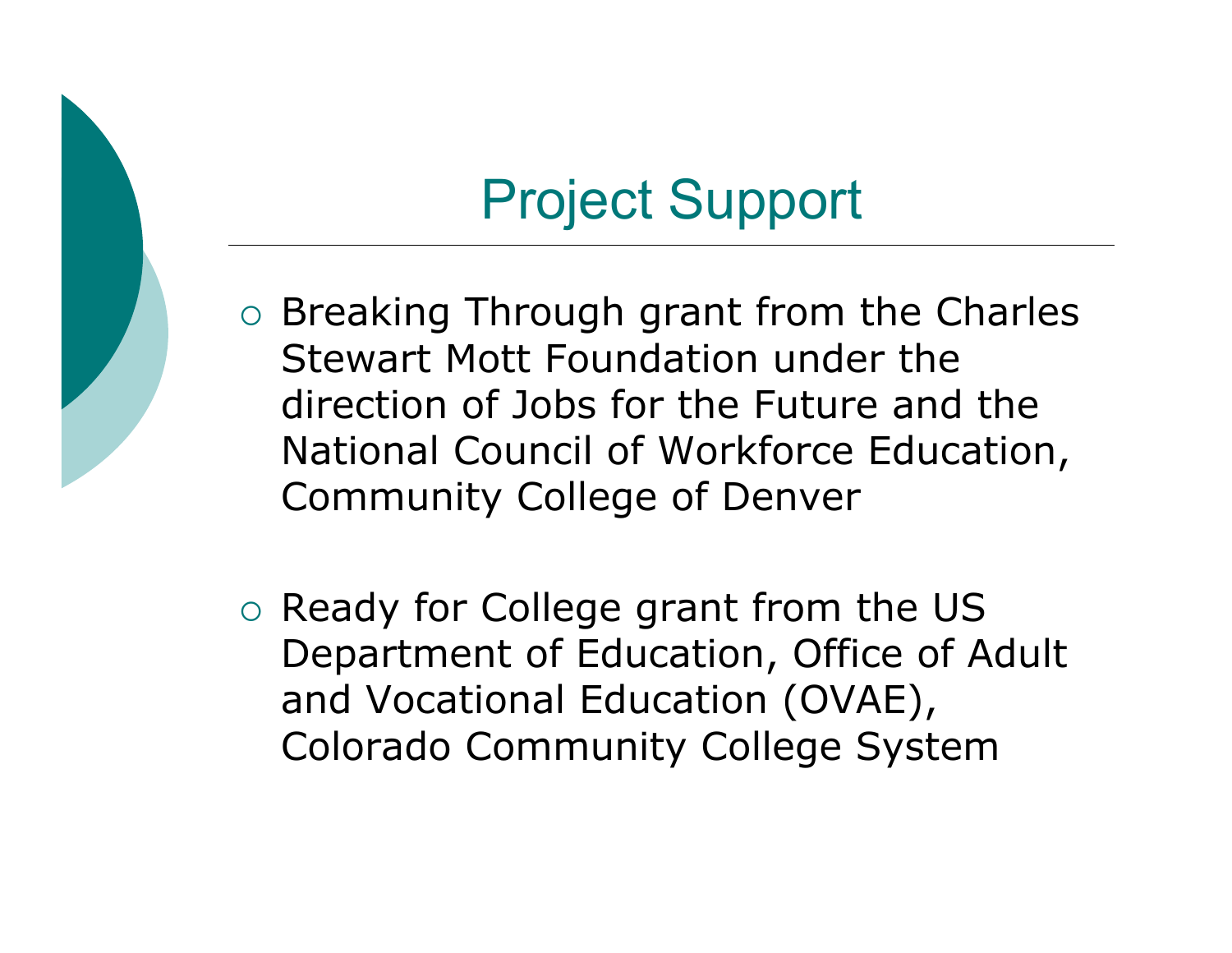# Project Support

- Breaking Through grant from the Charles Stewart Mott Foundation under the direction of Jobs for the Future and the National Council of Workforce Education, Community College of Denver

- Ready for College grant from the US Department of Education, Office of Adult and Vocational Education (OVAE), Colorado Community College System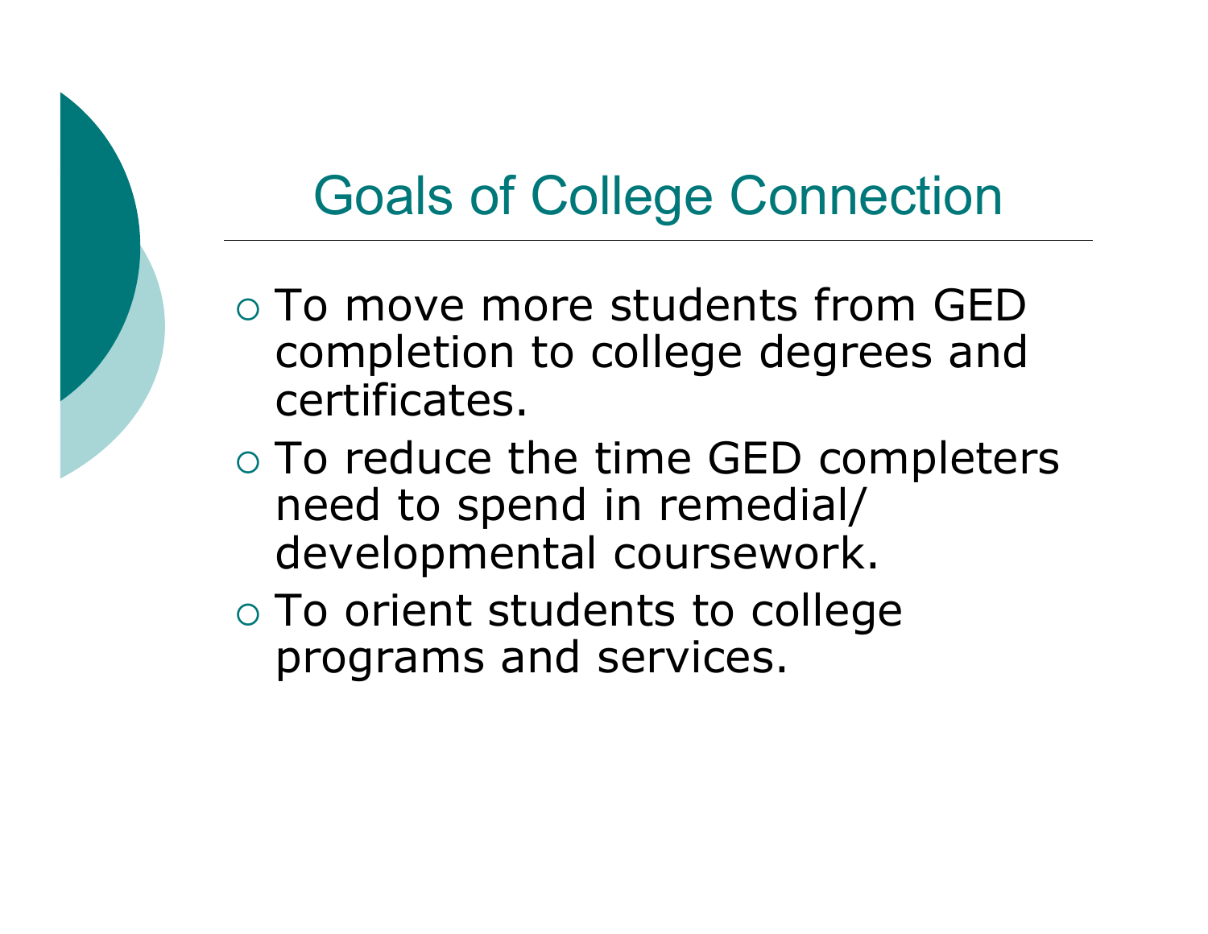# Goals of College Connection

- To move more students from GED completion to college degrees and certificates.
- To reduce the time GED completers need to spend in remedial/ developmental coursework.
- To orient students to college programs and services.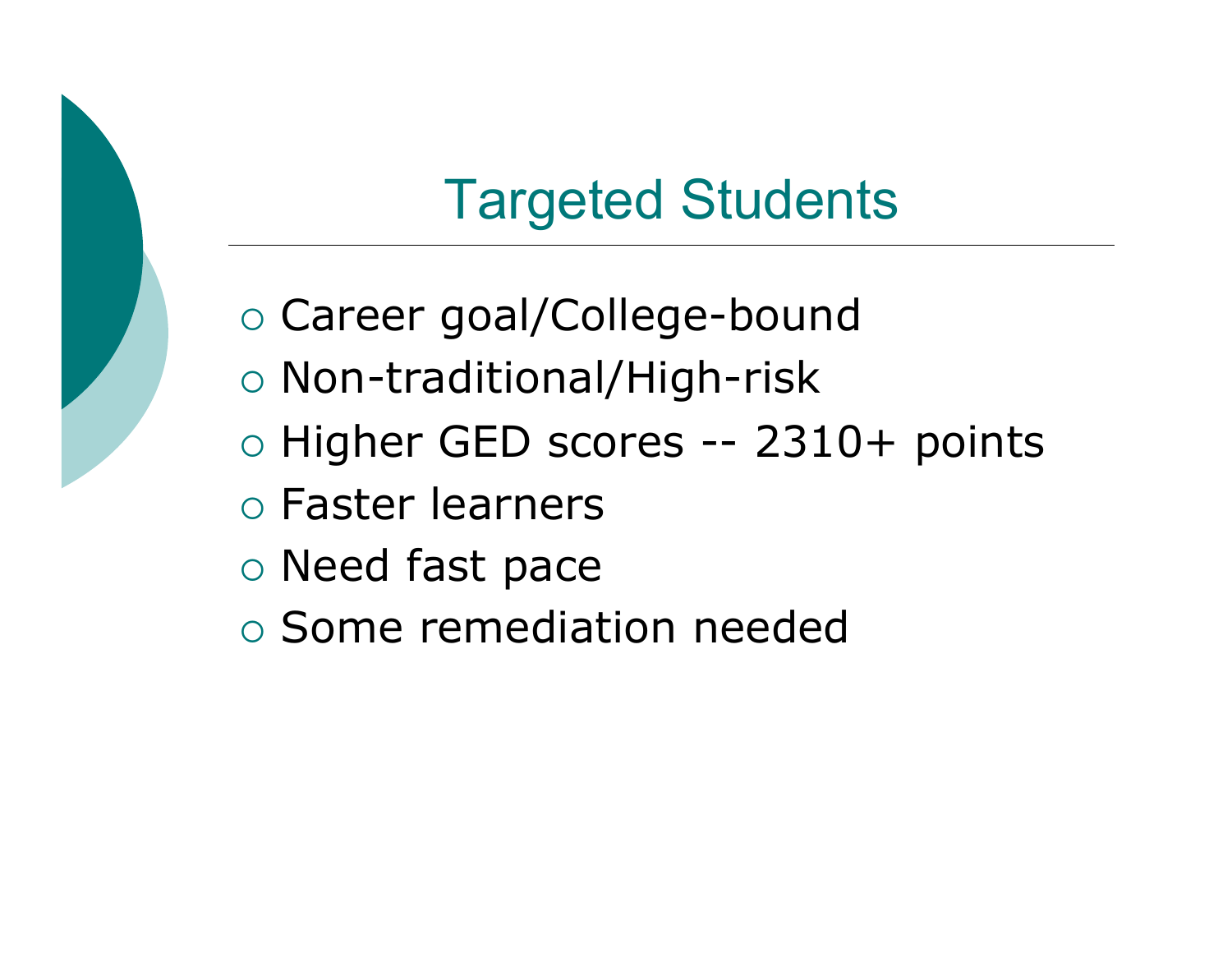# Targeted Students

- Career goal/College-bound
- Non-traditional/High-risk
- Higher GED scores -- 2310+ points
- Faster learners
- Need fast pace
- Some remediation needed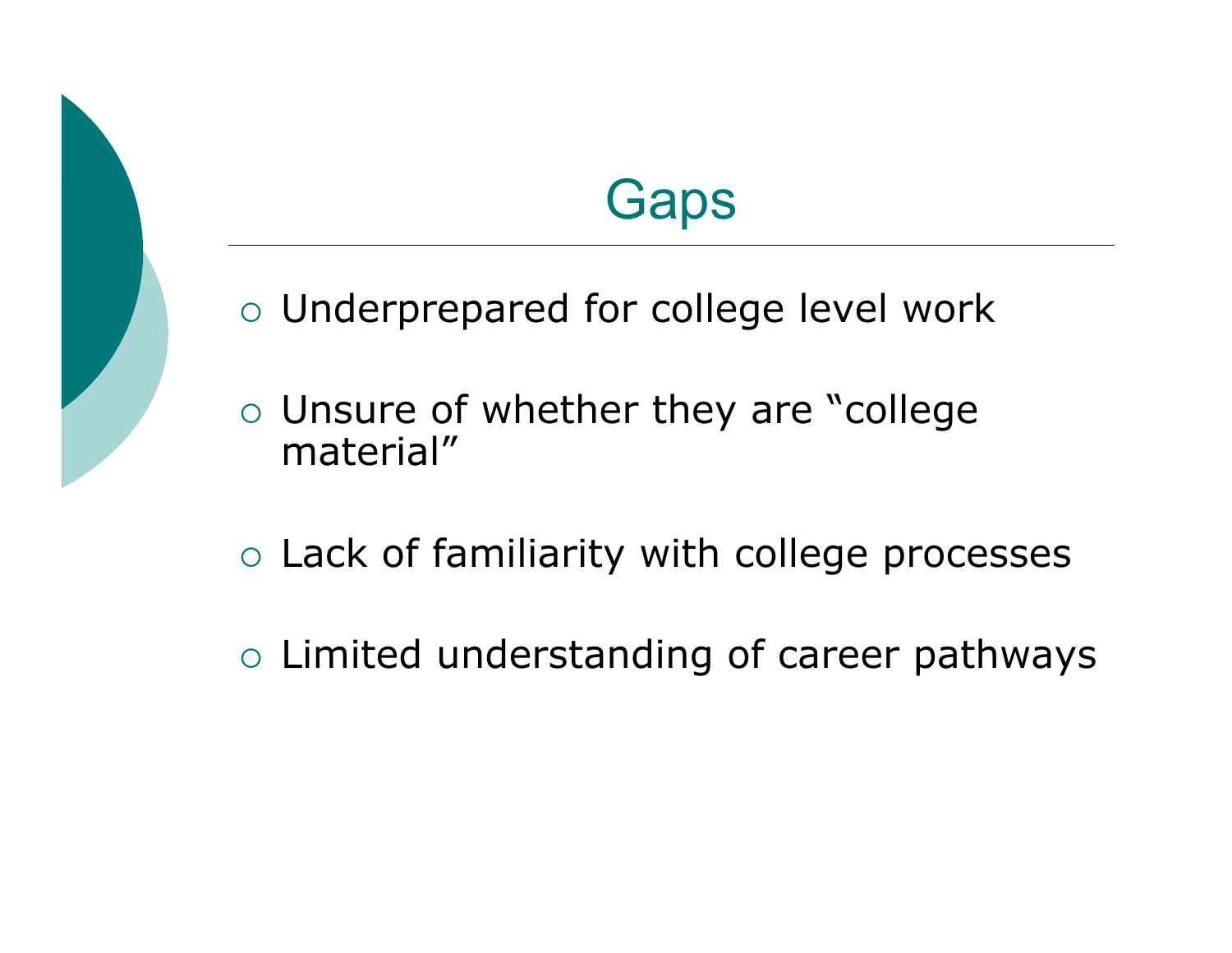# Gaps

- Underprepared for college level work
- Unsure of whether they are "college material"
- Lack of familiarity with college processes
- Limited understanding of career pathways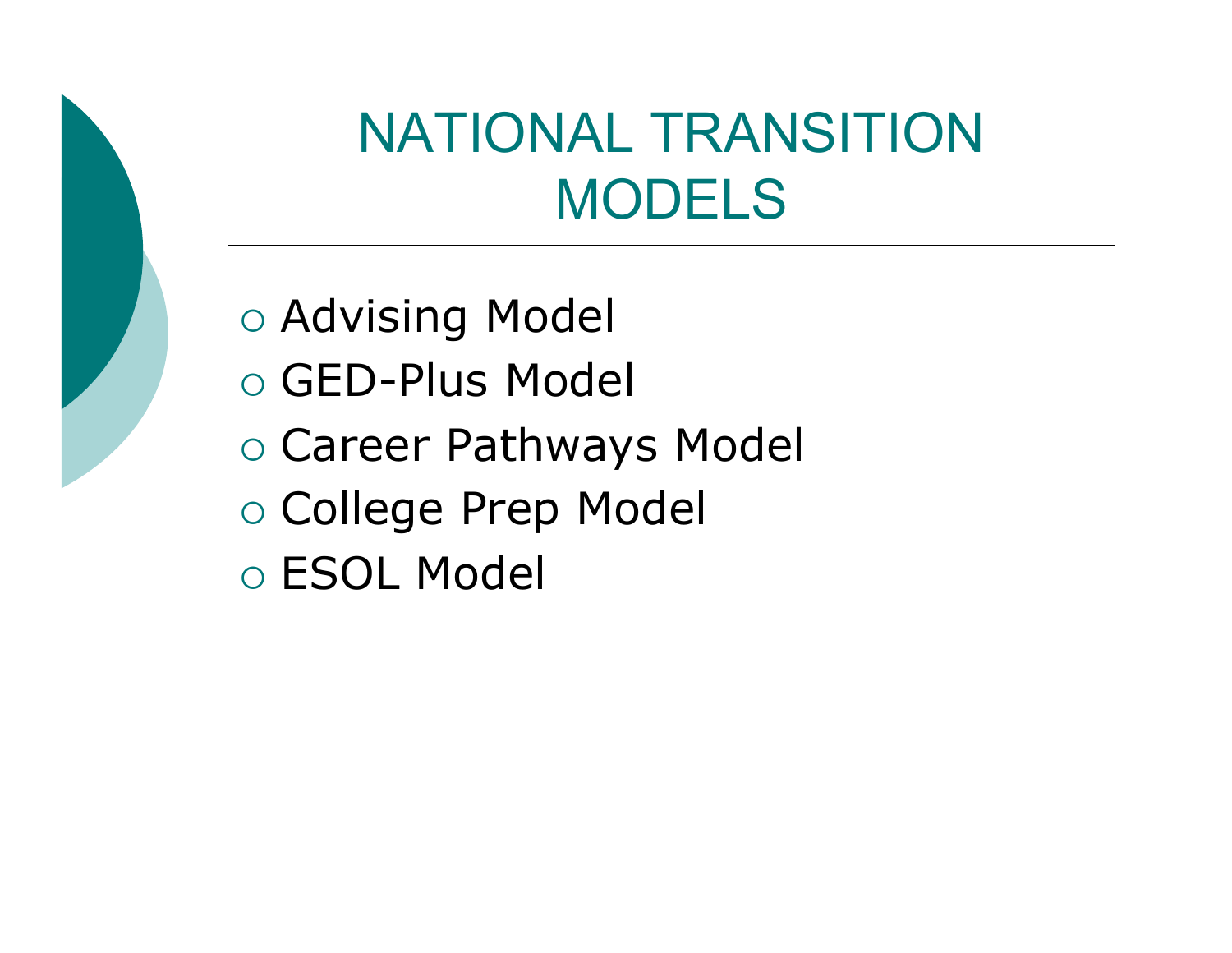# NATIONAL TRANSITION MODELS

- Advising Model
- GED-Plus Model
- Career Pathways Model
- College Prep Model
- ESOL Model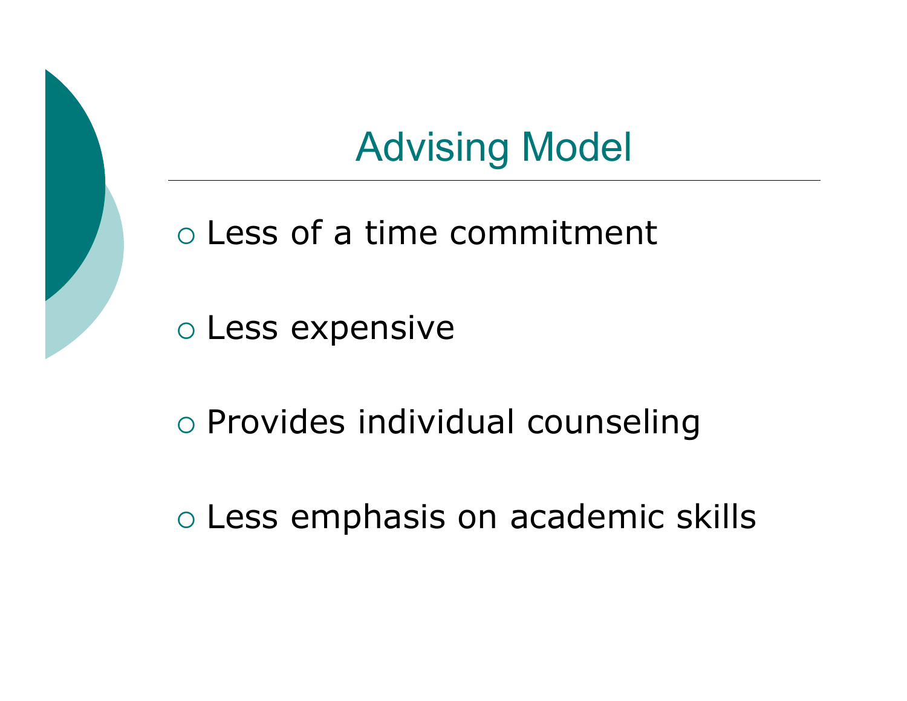# Advising Model

- Less of a time commitment
- Less expensive
- Provides individual counseling
- Less emphasis on academic skills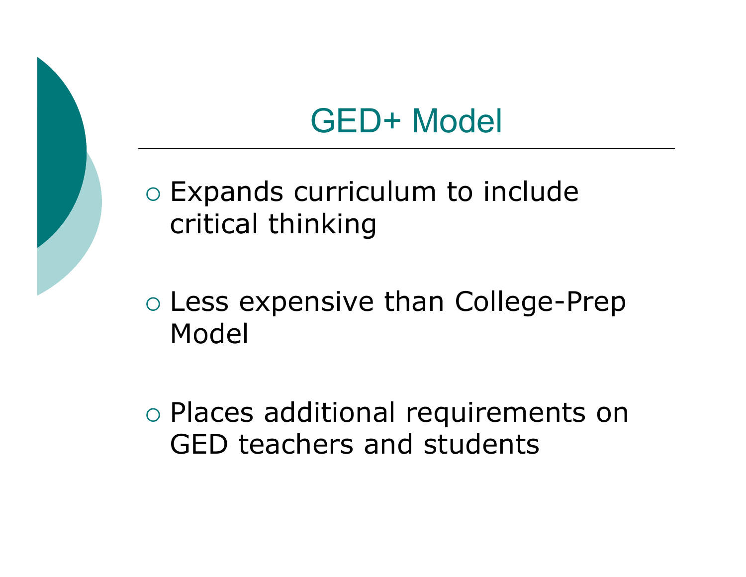# GED+ Model

- Expands curriculum to include critical thinking
- Less expensive than College-Prep Model
- Places additional requirements on GED teachers and students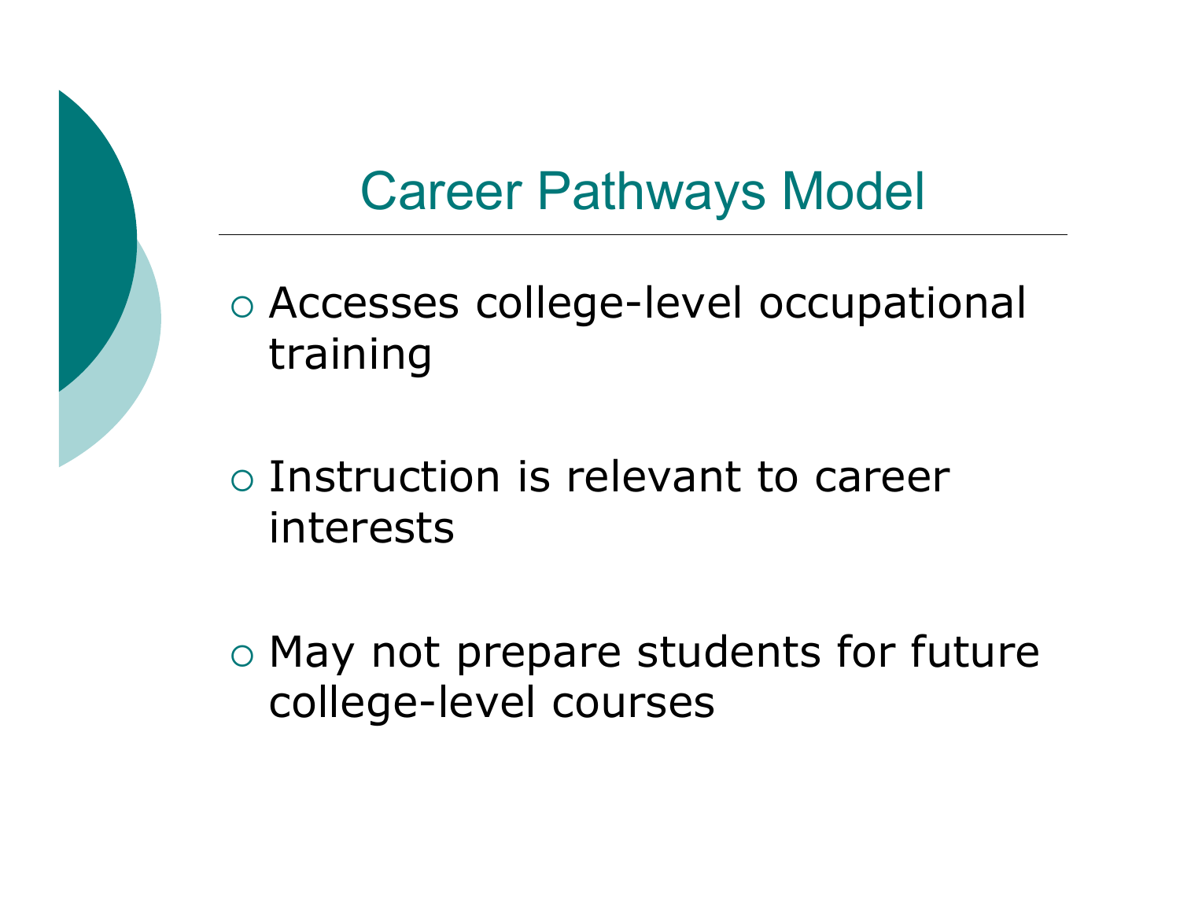# Career Pathways Model

- Accesses college-level occupational training
- Instruction is relevant to career interests
- May not prepare students for future college-level courses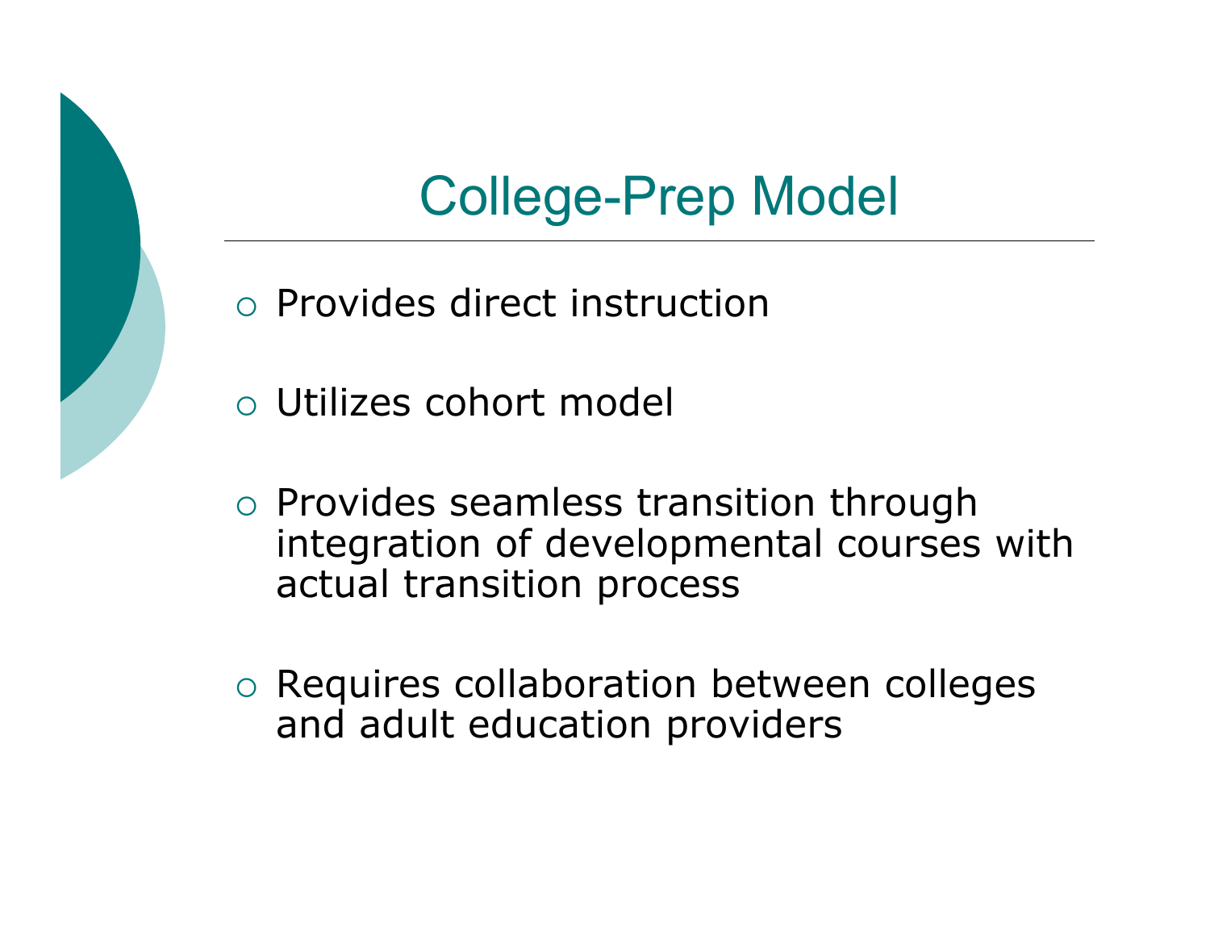# College-Prep Model

- Provides direct instruction
- Utilizes cohort model
- Provides seamless transition through integration of developmental courses with actual transition process
- Requires collaboration between colleges and adult education providers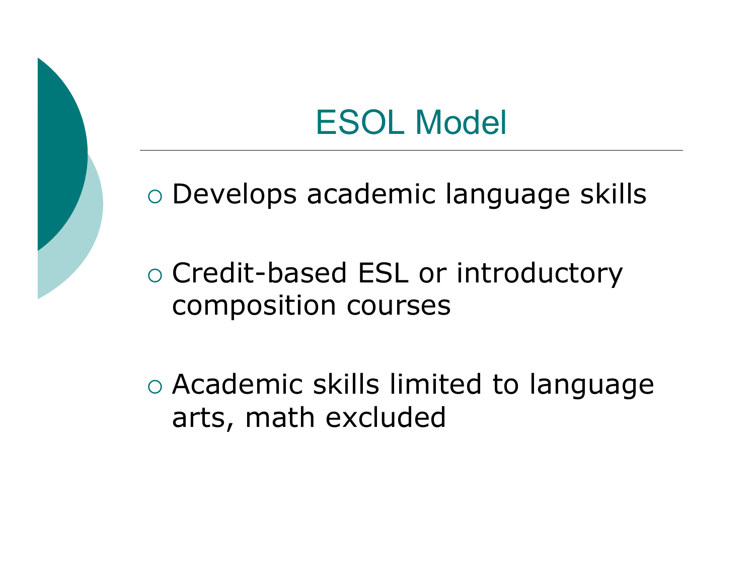# ESOL Model

- Develops academic language skills
- Credit-based ESL or introductory composition courses
- Academic skills limited to language arts, math excluded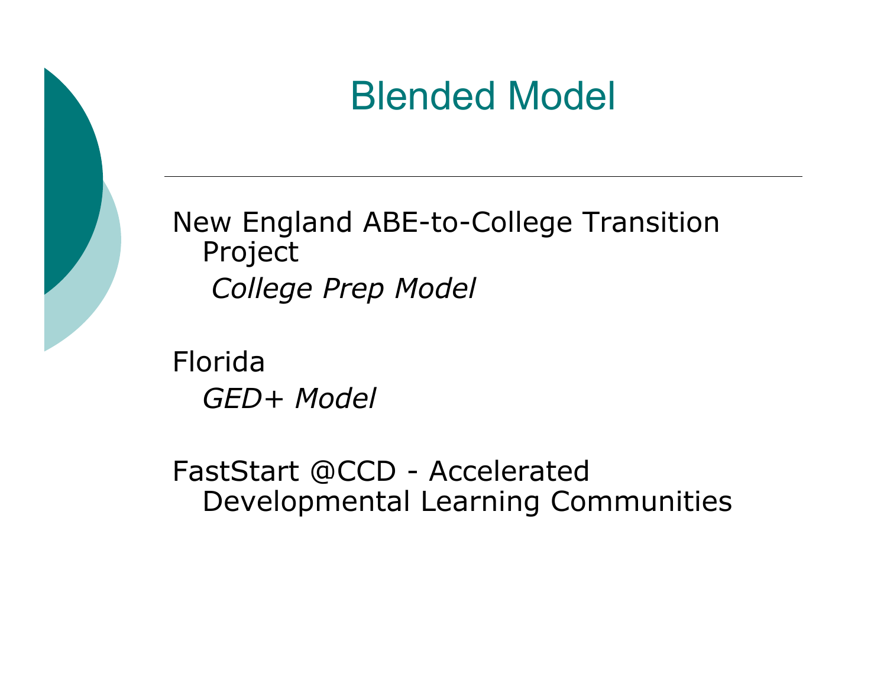# Blended Model

New England ABE-to-College Transition Project

*College Prep Model*

Florida

*GED+ Model*

FastStart @CCD - Accelerated Developmental Learning Communities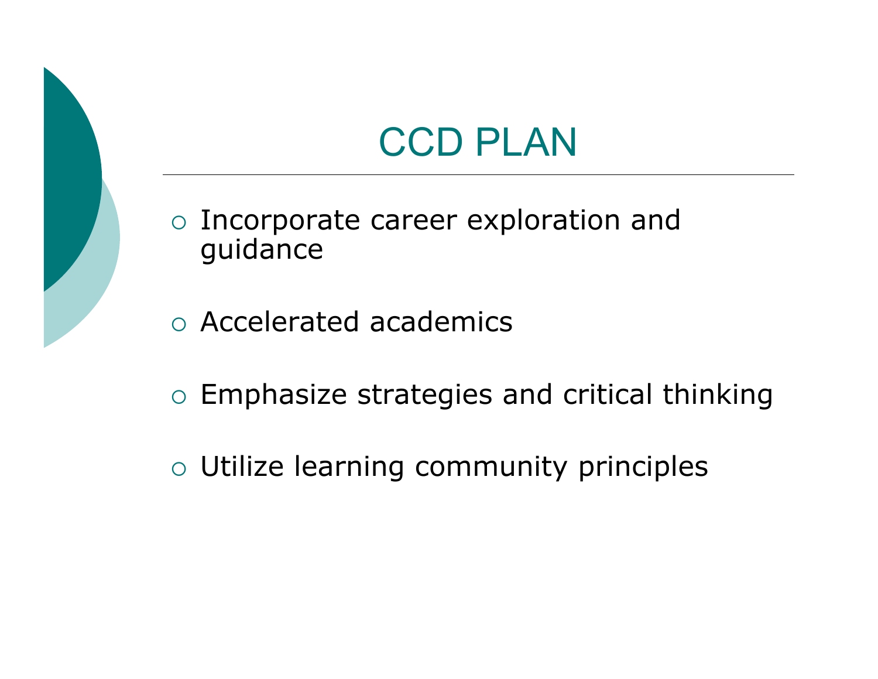# CCD PLAN

- Incorporate career exploration and guidance
- Accelerated academics
- Emphasize strategies and critical thinking
- Utilize learning community principles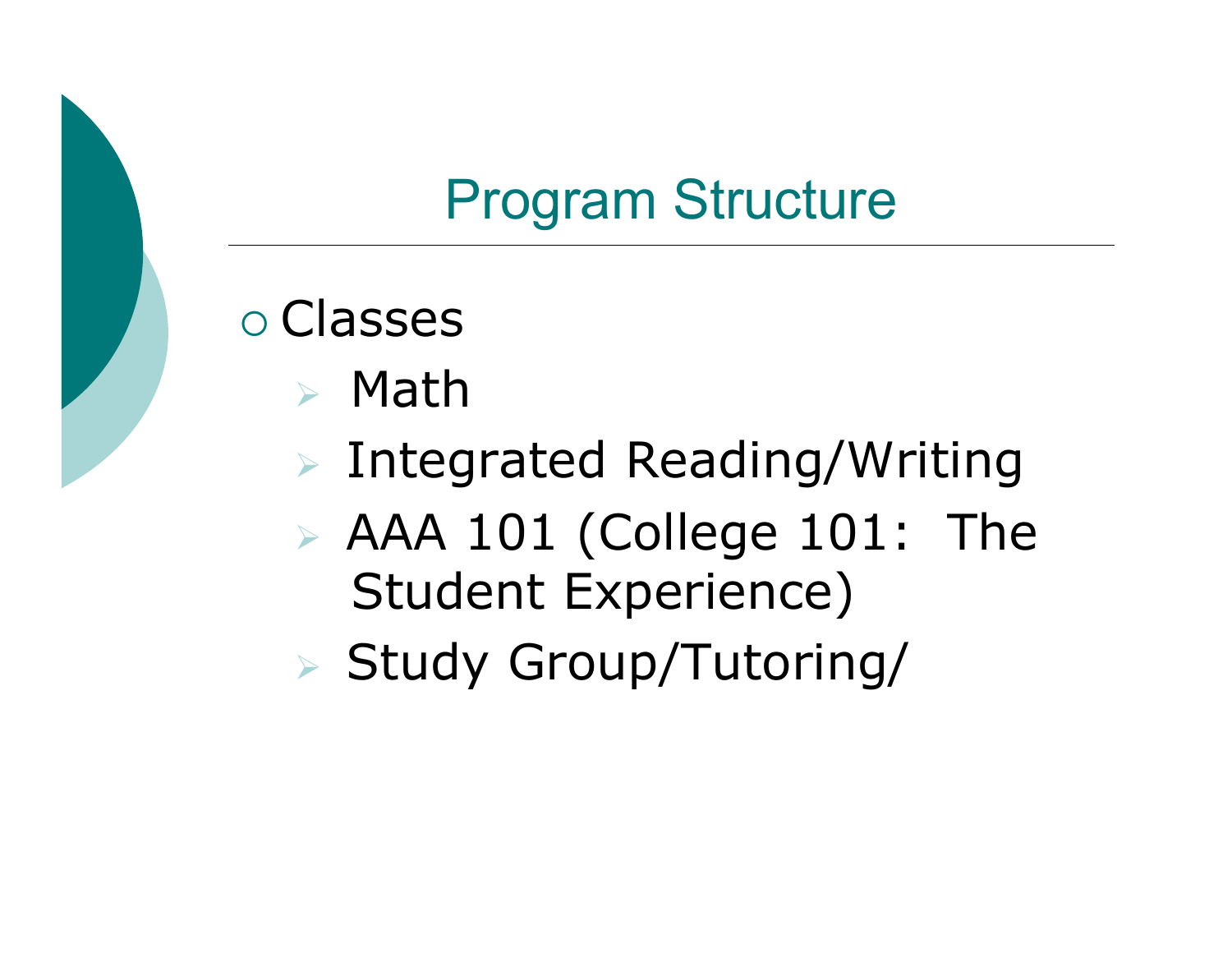# Program Structure

- Classes
  - Math
  - Integrated Reading/Writing
  - AAA 101 (College 101: The Student Experience)
  - Study Group/Tutoring/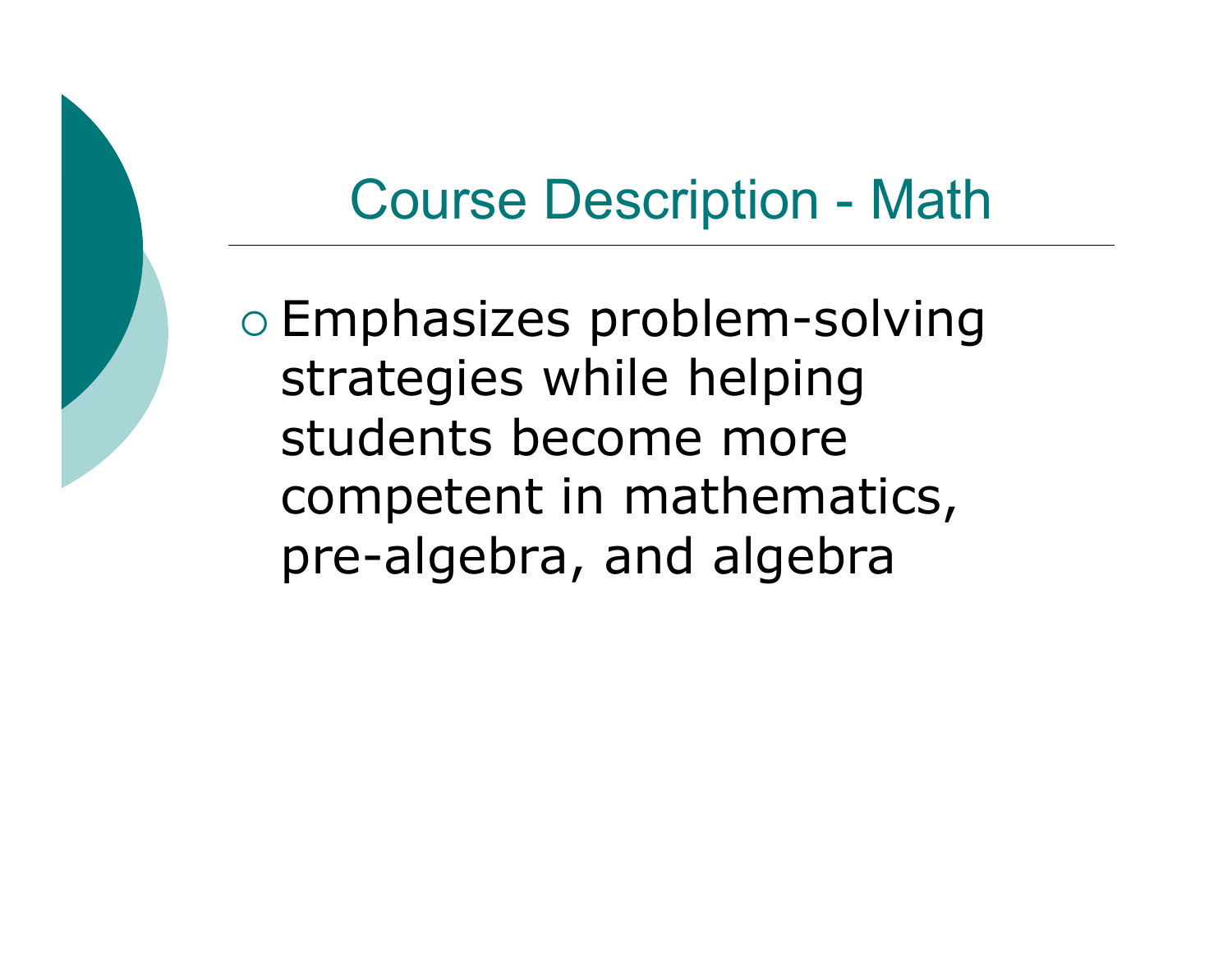# Course Description - Math

- Emphasizes problem-solving strategies while helping students become more competent in mathematics, pre-algebra, and algebra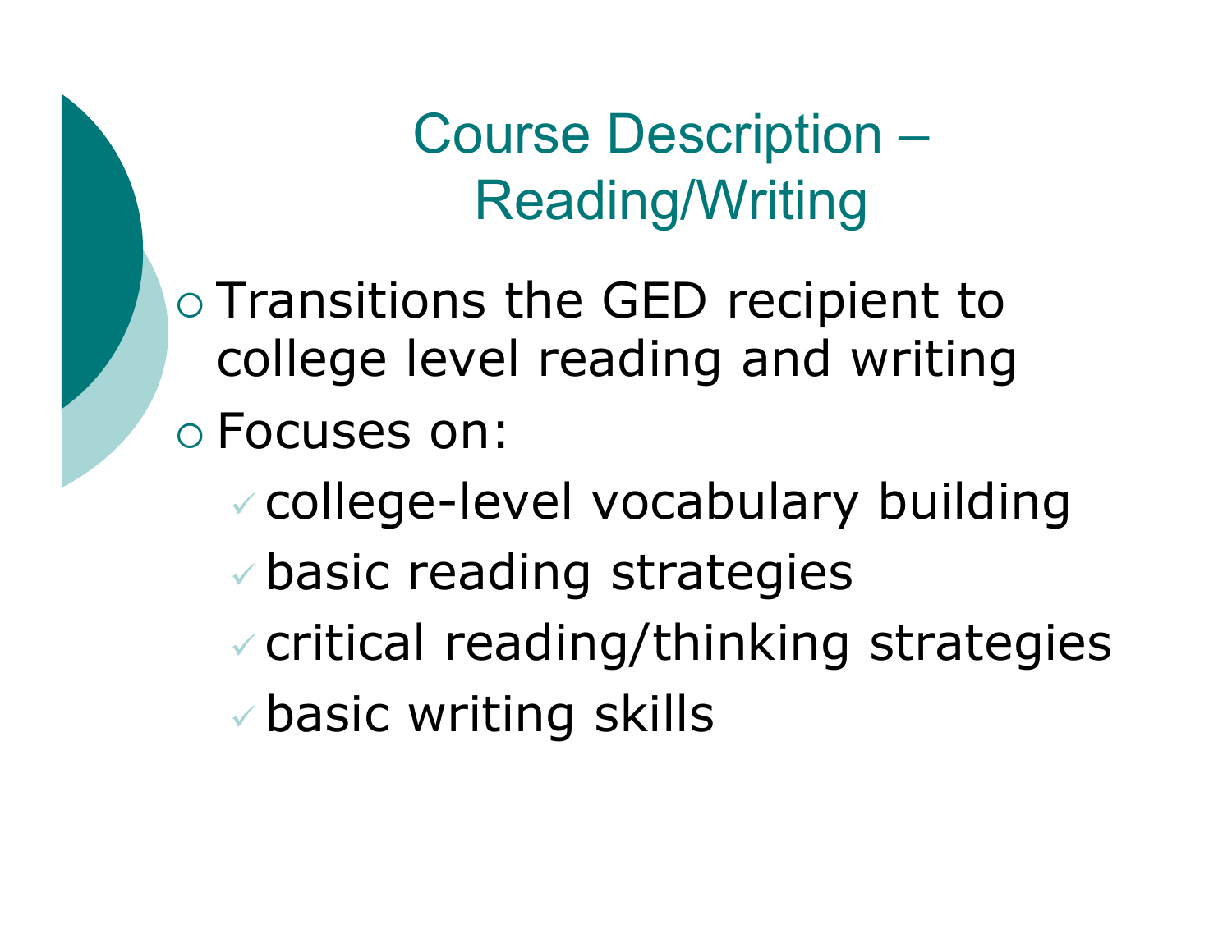# Course Description – Reading/Writing

- Transitions the GED recipient to college level reading and writing
- Focuses on:
  - ✓ college-level vocabulary building
  - ✓ basic reading strategies
  - ✓ critical reading/thinking strategies
  - ✓ basic writing skills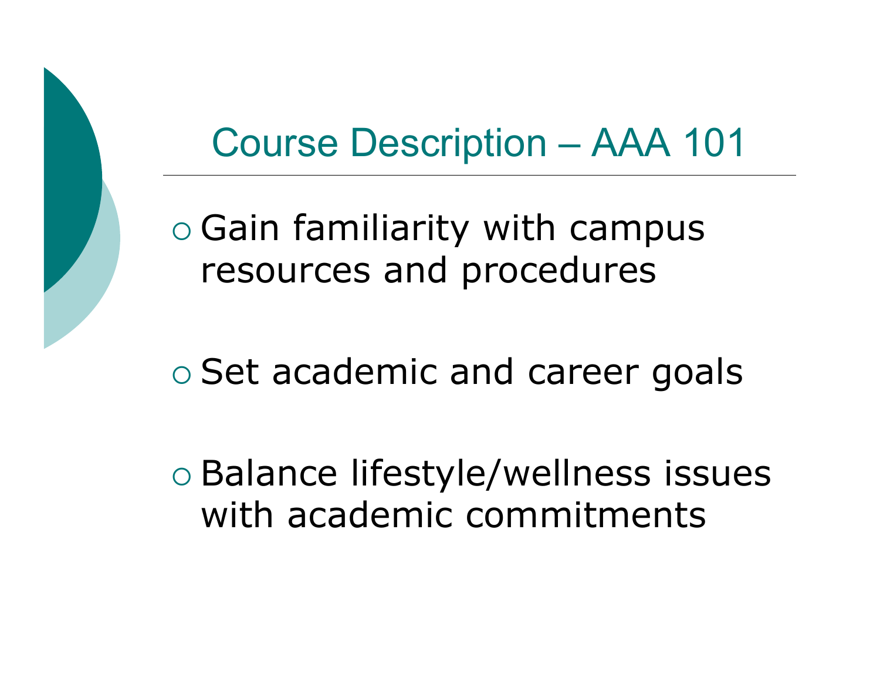## Course Description – AAA 101

- Gain familiarity with campus resources and procedures
- Set academic and career goals
- Balance lifestyle/wellness issues with academic commitments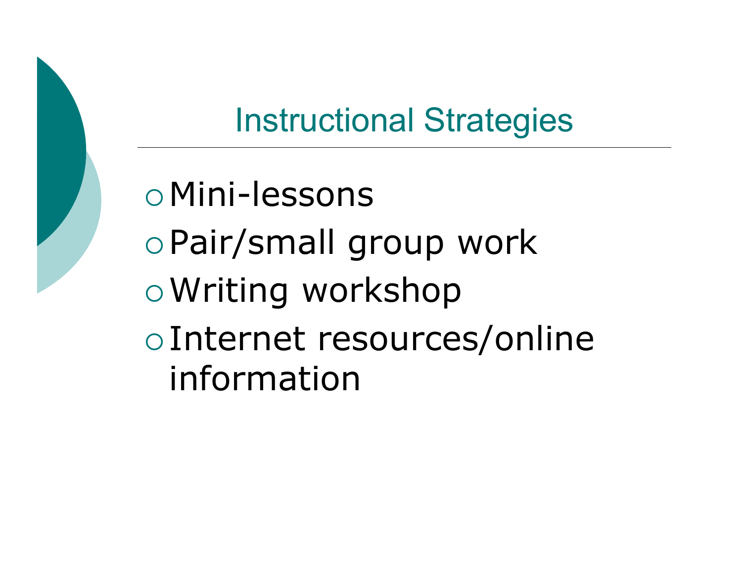# Instructional Strategies

- Mini-lessons
- Pair/small group work
- Writing workshop
- Internet resources/online information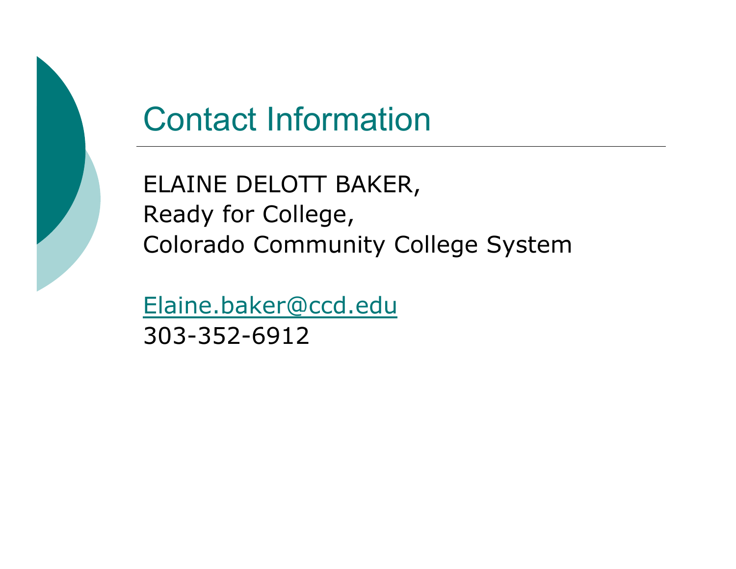# Contact Information

ELAINE DELOTT BAKER,
Ready for College,
Colorado Community College System

Elaine.baker@ccd.edu
303-352-6912